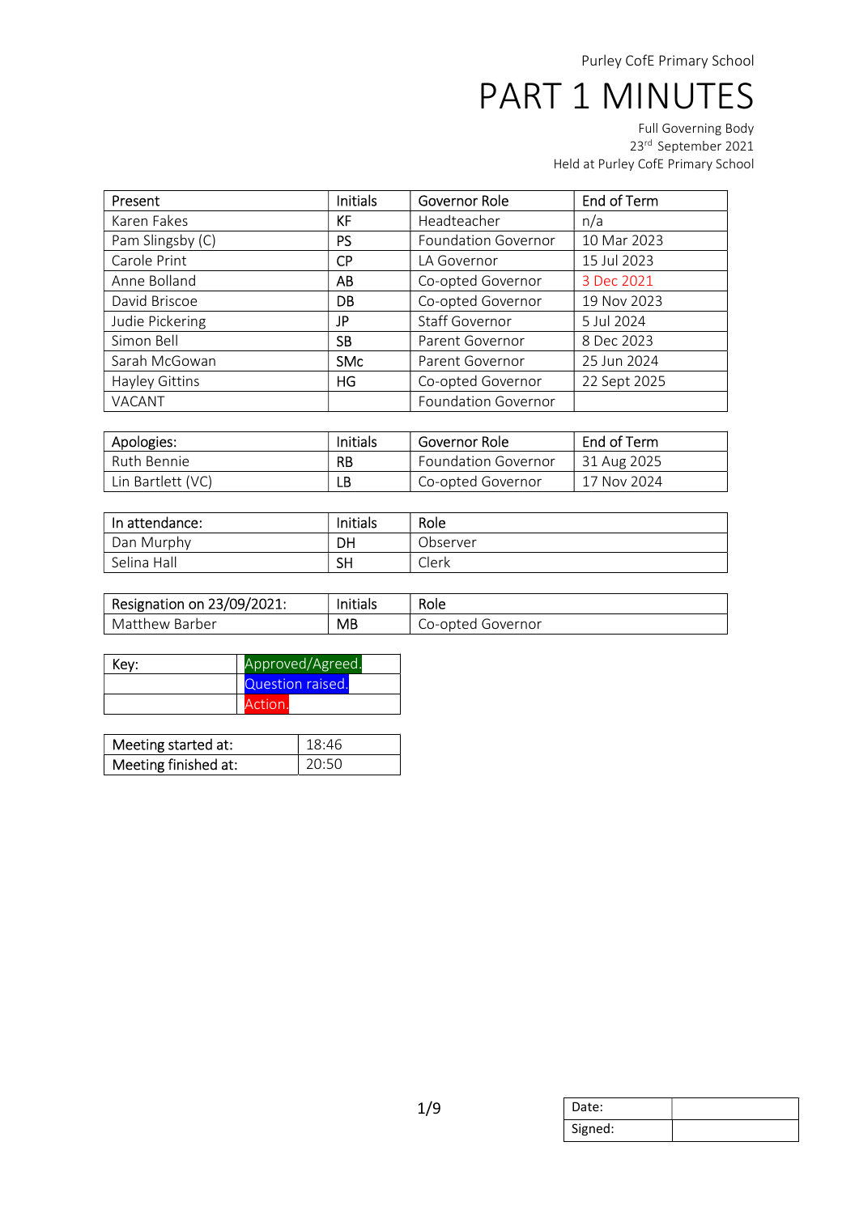Purley CofE Primary School

# PART 1 MINUTES

Full Governing Body
23rd September 2021
Held at Purley CofE Primary School

| Present | Initials | Governor Role | End of Term |
|---|---|---|---|
| Karen Fakes | KF | Headteacher | n/a |
| Pam Slingsby (C) | PS | Foundation Governor | 10 Mar 2023 |
| Carole Print | CP | LA Governor | 15 Jul 2023 |
| Anne Bolland | AB | Co-opted Governor | 3 Dec 2021 |
| David Briscoe | DB | Co-opted Governor | 19 Nov 2023 |
| Judie Pickering | JP | Staff Governor | 5 Jul 2024 |
| Simon Bell | SB | Parent Governor | 8 Dec 2023 |
| Sarah McGowan | SMc | Parent Governor | 25 Jun 2024 |
| Hayley Gittins | HG | Co-opted Governor | 22 Sept 2025 |
| VACANT | | Foundation Governor | |

| Apologies: | Initials | Governor Role | End of Term |
|---|---|---|---|
| Ruth Bennie | RB | Foundation Governor | 31 Aug 2025 |
| Lin Bartlett (VC) | LB | Co-opted Governor | 17 Nov 2024 |

| In attendance: | Initials | Role |
|---|---|---|
| Dan Murphy | DH | Observer |
| Selina Hall | SH | Clerk |

| Resignation on 23/09/2021: | Initials | Role |
|---|---|---|
| Matthew Barber | MB | Co-opted Governor |

| Key: | |
|---|---|
| | Approved/Agreed. |
| | Question raised. |
| | Action. |

| Meeting started at: | 18:46 |
|---|---|
| Meeting finished at: | 20:50 |

| Date: | |
|---|---|
| Signed: | |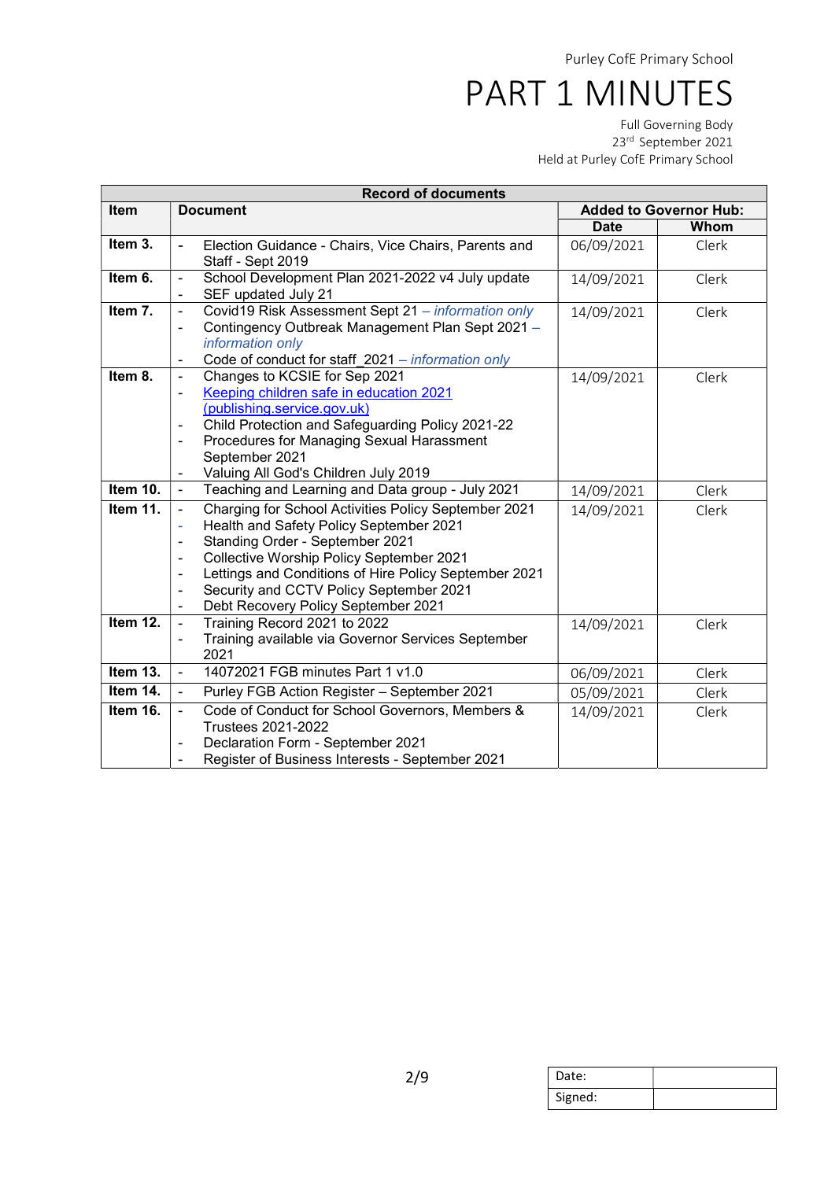Purley CofE Primary School

# PART 1 MINUTES

Full Governing Body
23rd September 2021
Held at Purley CofE Primary School

| Record of documents | | | |
|---|---|---|---|
| **Item** | **Document** | **Added to Governor Hub:** | |
| | | **Date** | **Whom** |
| **Item 3.** | - Election Guidance - Chairs, Vice Chairs, Parents and Staff - Sept 2019 | 06/09/2021 | Clerk |
| **Item 6.** | - School Development Plan 2021-2022 v4 July update<br>- SEF updated July 21 | 14/09/2021 | Clerk |
| **Item 7.** | - Covid19 Risk Assessment Sept 21 – *information only*<br>- Contingency Outbreak Management Plan Sept 2021 – *information only*<br>- Code of conduct for staff_2021 – *information only* | 14/09/2021 | Clerk |
| **Item 8.** | - Changes to KCSIE for Sep 2021<br>- [Keeping children safe in education 2021 (publishing.service.gov.uk)]<br>- Child Protection and Safeguarding Policy 2021-22<br>- Procedures for Managing Sexual Harassment September 2021<br>- Valuing All God's Children July 2019 | 14/09/2021 | Clerk |
| **Item 10.** | - Teaching and Learning and Data group - July 2021 | 14/09/2021 | Clerk |
| **Item 11.** | - Charging for School Activities Policy September 2021<br>- Health and Safety Policy September 2021<br>- Standing Order - September 2021<br>- Collective Worship Policy September 2021<br>- Lettings and Conditions of Hire Policy September 2021<br>- Security and CCTV Policy September 2021<br>- Debt Recovery Policy September 2021 | 14/09/2021 | Clerk |
| **Item 12.** | - Training Record 2021 to 2022<br>- Training available via Governor Services September 2021 | 14/09/2021 | Clerk |
| **Item 13.** | - 14072021 FGB minutes Part 1 v1.0 | 06/09/2021 | Clerk |
| **Item 14.** | - Purley FGB Action Register – September 2021 | 05/09/2021 | Clerk |
| **Item 16.** | - Code of Conduct for School Governors, Members & Trustees 2021-2022<br>- Declaration Form - September 2021<br>- Register of Business Interests - September 2021 | 14/09/2021 | Clerk |

| Date: | |
|---|---|
| Signed: | |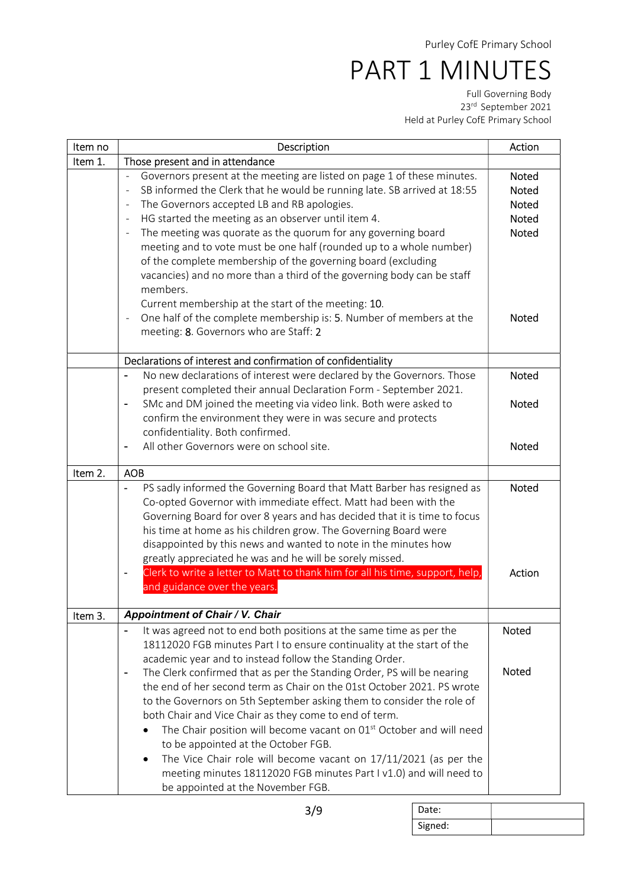Purley CofE Primary School

# PART 1 MINUTES

Full Governing Body
23rd September 2021
Held at Purley CofE Primary School

| Item no | Description | Action |
|---|---|---|
| Item 1. | Those present and in attendance | |
| | - Governors present at the meeting are listed on page 1 of these minutes.<br>- SB informed the Clerk that he would be running late. SB arrived at 18:55<br>- The Governors accepted LB and RB apologies.<br>- HG started the meeting as an observer until item 4.<br>- The meeting was quorate as the quorum for any governing board meeting and to vote must be one half (rounded up to a whole number) of the complete membership of the governing board (excluding vacancies) and no more than a third of the governing body can be staff members.<br>Current membership at the start of the meeting: 10.<br>- One half of the complete membership is: 5. Number of members at the meeting: 8. Governors who are Staff: 2 | Noted<br>Noted<br>Noted<br>Noted<br>Noted<br><br>Noted |
| | Declarations of interest and confirmation of confidentiality | |
| | - No new declarations of interest were declared by the Governors. Those present completed their annual Declaration Form - September 2021.<br>- SMc and DM joined the meeting via video link. Both were asked to confirm the environment they were in was secure and protects confidentiality. Both confirmed.<br>- All other Governors were on school site. | Noted<br><br>Noted<br><br>Noted |
| Item 2. | AOB | |
| | - PS sadly informed the Governing Board that Matt Barber has resigned as Co-opted Governor with immediate effect. Matt had been with the Governing Board for over 8 years and has decided that it is time to focus his time at home as his children grow. The Governing Board were disappointed by this news and wanted to note in the minutes how greatly appreciated he was and he will be sorely missed.<br>- Clerk to write a letter to Matt to thank him for all his time, support, help, and guidance over the years. | Noted<br><br><br>Action |
| Item 3. | ***Appointment of Chair / V. Chair*** | |
| | - It was agreed not to end both positions at the same time as per the 18112020 FGB minutes Part I to ensure continuality at the start of the academic year and to instead follow the Standing Order.<br>- The Clerk confirmed that as per the Standing Order, PS will be nearing the end of her second term as Chair on the 01st October 2021. PS wrote to the Governors on 5th September asking them to consider the role of both Chair and Vice Chair as they come to end of term.<br>  • The Chair position will become vacant on 01st October and will need to be appointed at the October FGB.<br>  • The Vice Chair role will become vacant on 17/11/2021 (as per the meeting minutes 18112020 FGB minutes Part I v1.0) and will need to be appointed at the November FGB. | Noted<br><br>Noted |

| Date: | |
|---|---|
| Signed: | |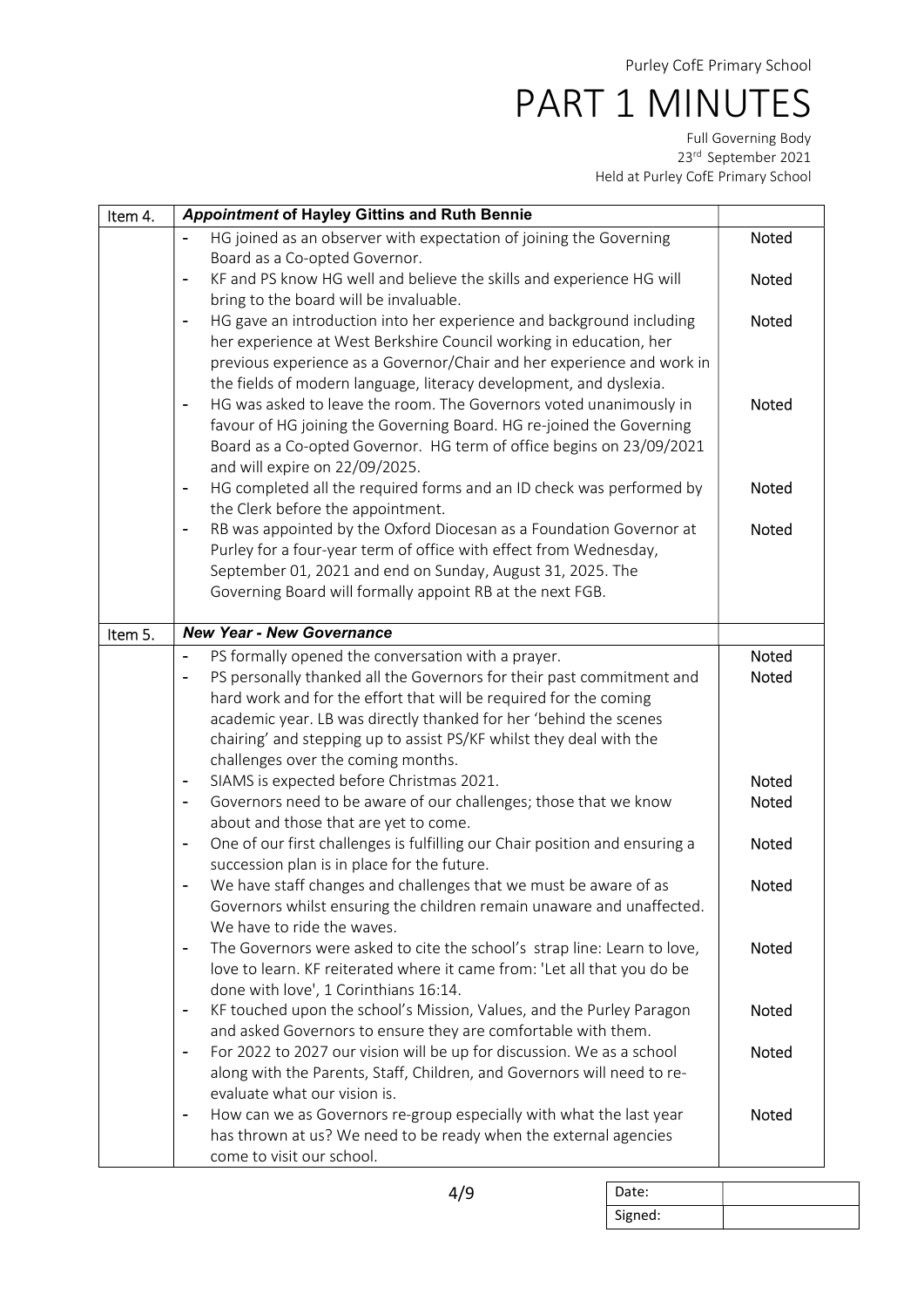Purley CofE Primary School

# PART 1 MINUTES

Full Governing Body
23rd September 2021
Held at Purley CofE Primary School

| Item 4. | ***Appointment* of Hayley Gittins and Ruth Bennie** | |
|---|---|---|
| | - HG joined as an observer with expectation of joining the Governing Board as a Co-opted Governor. | Noted |
| | - KF and PS know HG well and believe the skills and experience HG will bring to the board will be invaluable. | Noted |
| | - HG gave an introduction into her experience and background including her experience at West Berkshire Council working in education, her previous experience as a Governor/Chair and her experience and work in the fields of modern language, literacy development, and dyslexia. | Noted |
| | - HG was asked to leave the room. The Governors voted unanimously in favour of HG joining the Governing Board. HG re-joined the Governing Board as a Co-opted Governor. HG term of office begins on 23/09/2021 and will expire on 22/09/2025. | Noted |
| | - HG completed all the required forms and an ID check was performed by the Clerk before the appointment. | Noted |
| | - RB was appointed by the Oxford Diocesan as a Foundation Governor at Purley for a four-year term of office with effect from Wednesday, September 01, 2021 and end on Sunday, August 31, 2025. The Governing Board will formally appoint RB at the next FGB. | Noted |
| Item 5. | ***New Year - New Governance*** | |
| | - PS formally opened the conversation with a prayer. | Noted |
| | - PS personally thanked all the Governors for their past commitment and hard work and for the effort that will be required for the coming academic year. LB was directly thanked for her 'behind the scenes chairing' and stepping up to assist PS/KF whilst they deal with the challenges over the coming months. | Noted |
| | - SIAMS is expected before Christmas 2021. | Noted |
| | - Governors need to be aware of our challenges; those that we know about and those that are yet to come. | Noted |
| | - One of our first challenges is fulfilling our Chair position and ensuring a succession plan is in place for the future. | Noted |
| | - We have staff changes and challenges that we must be aware of as Governors whilst ensuring the children remain unaware and unaffected. We have to ride the waves. | Noted |
| | - The Governors were asked to cite the school's strap line: Learn to love, love to learn. KF reiterated where it came from: 'Let all that you do be done with love', 1 Corinthians 16:14. | Noted |
| | - KF touched upon the school's Mission, Values, and the Purley Paragon and asked Governors to ensure they are comfortable with them. | Noted |
| | - For 2022 to 2027 our vision will be up for discussion. We as a school along with the Parents, Staff, Children, and Governors will need to re-evaluate what our vision is. | Noted |
| | - How can we as Governors re-group especially with what the last year has thrown at us? We need to be ready when the external agencies come to visit our school. | Noted |

| Date: | |
|---|---|
| Signed: | |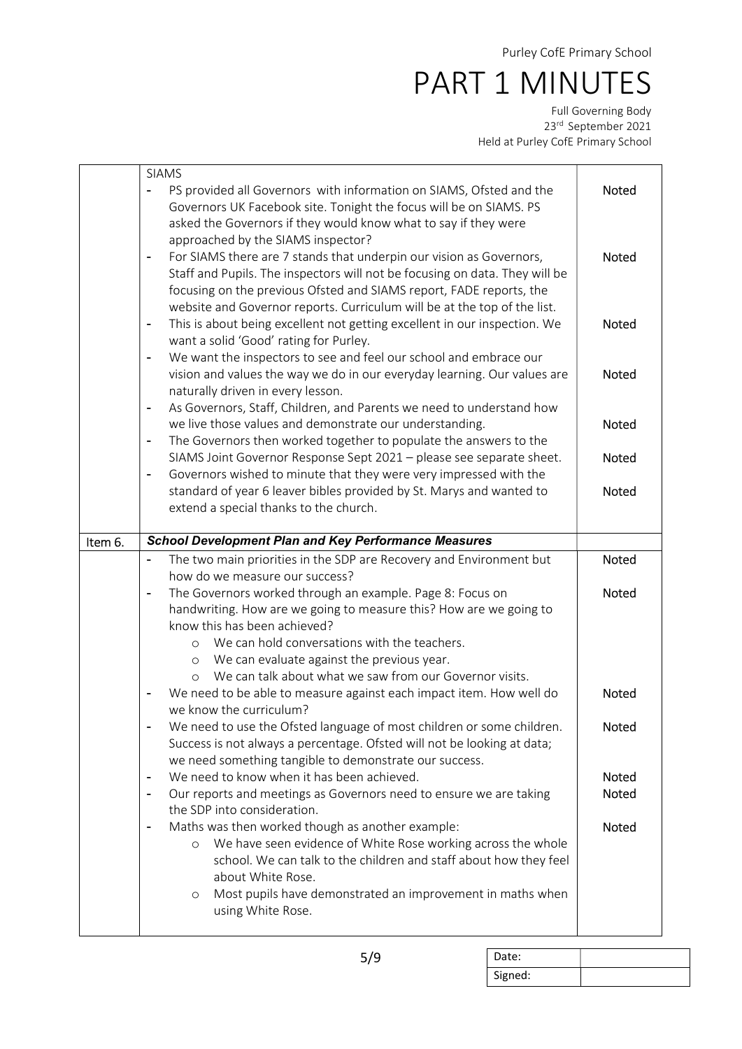| | | |
|---|---|---|
| | SIAMS<br>- PS provided all Governors with information on SIAMS, Ofsted and the Governors UK Facebook site. Tonight the focus will be on SIAMS. PS asked the Governors if they would know what to say if they were approached by the SIAMS inspector?<br>- For SIAMS there are 7 stands that underpin our vision as Governors, Staff and Pupils. The inspectors will not be focusing on data. They will be focusing on the previous Ofsted and SIAMS report, FADE reports, the website and Governor reports. Curriculum will be at the top of the list.<br>- This is about being excellent not getting excellent in our inspection. We want a solid 'Good' rating for Purley.<br>- We want the inspectors to see and feel our school and embrace our vision and values the way we do in our everyday learning. Our values are naturally driven in every lesson.<br>- As Governors, Staff, Children, and Parents we need to understand how we live those values and demonstrate our understanding.<br>- The Governors then worked together to populate the answers to the SIAMS Joint Governor Response Sept 2021 – please see separate sheet.<br>- Governors wished to minute that they were very impressed with the standard of year 6 leaver bibles provided by St. Marys and wanted to extend a special thanks to the church. | Noted<br>Noted<br>Noted<br>Noted<br>Noted<br>Noted<br>Noted |
| Item 6. | ***School Development Plan and Key Performance Measures*** | |
| | - The two main priorities in the SDP are Recovery and Environment but how do we measure our success?<br>- The Governors worked through an example. Page 8: Focus on handwriting. How are we going to measure this? How are we going to know this has been achieved?<br>&nbsp;&nbsp;&nbsp;&nbsp;o We can hold conversations with the teachers.<br>&nbsp;&nbsp;&nbsp;&nbsp;o We can evaluate against the previous year.<br>&nbsp;&nbsp;&nbsp;&nbsp;o We can talk about what we saw from our Governor visits.<br>- We need to be able to measure against each impact item. How well do we know the curriculum?<br>- We need to use the Ofsted language of most children or some children. Success is not always a percentage. Ofsted will not be looking at data; we need something tangible to demonstrate our success.<br>- We need to know when it has been achieved.<br>- Our reports and meetings as Governors need to ensure we are taking the SDP into consideration.<br>- Maths was then worked though as another example:<br>&nbsp;&nbsp;&nbsp;&nbsp;o We have seen evidence of White Rose working across the whole school. We can talk to the children and staff about how they feel about White Rose.<br>&nbsp;&nbsp;&nbsp;&nbsp;o Most pupils have demonstrated an improvement in maths when using White Rose. | Noted<br>Noted<br>Noted<br>Noted<br>Noted<br>Noted<br>Noted |

| | |
|---|---|
| Date: | |
| Signed: | |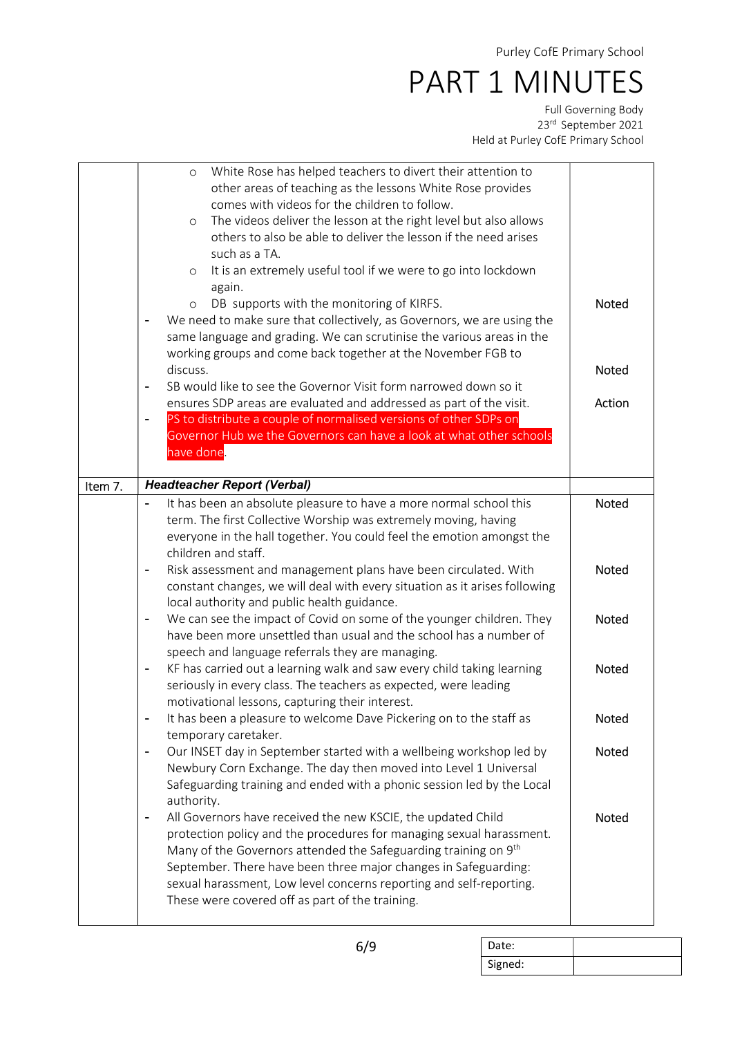Purley CofE Primary School

# PART 1 MINUTES

Full Governing Body
23rd September 2021
Held at Purley CofE Primary School

| | | |
|---|---|---|
| | ○ White Rose has helped teachers to divert their attention to other areas of teaching as the lessons White Rose provides comes with videos for the children to follow.<br>○ The videos deliver the lesson at the right level but also allows others to also be able to deliver the lesson if the need arises such as a TA.<br>○ It is an extremely useful tool if we were to go into lockdown again.<br>○ DB supports with the monitoring of KIRFS. | Noted |
| | - We need to make sure that collectively, as Governors, we are using the same language and grading. We can scrutinise the various areas in the working groups and come back together at the November FGB to discuss. | Noted |
| | - SB would like to see the Governor Visit form narrowed down so it ensures SDP areas are evaluated and addressed as part of the visit. | Action |
| | - PS to distribute a couple of normalised versions of other SDPs on Governor Hub we the Governors can have a look at what other schools have done. | |
| Item 7. | ***Headteacher Report (Verbal)*** | |
| | - It has been an absolute pleasure to have a more normal school this term. The first Collective Worship was extremely moving, having everyone in the hall together. You could feel the emotion amongst the children and staff. | Noted |
| | - Risk assessment and management plans have been circulated. With constant changes, we will deal with every situation as it arises following local authority and public health guidance. | Noted |
| | - We can see the impact of Covid on some of the younger children. They have been more unsettled than usual and the school has a number of speech and language referrals they are managing. | Noted |
| | - KF has carried out a learning walk and saw every child taking learning seriously in every class. The teachers as expected, were leading motivational lessons, capturing their interest. | Noted |
| | - It has been a pleasure to welcome Dave Pickering on to the staff as temporary caretaker. | Noted |
| | - Our INSET day in September started with a wellbeing workshop led by Newbury Corn Exchange. The day then moved into Level 1 Universal Safeguarding training and ended with a phonic session led by the Local authority. | Noted |
| | - All Governors have received the new KSCIE, the updated Child protection policy and the procedures for managing sexual harassment. Many of the Governors attended the Safeguarding training on 9th September. There have been three major changes in Safeguarding: sexual harassment, Low level concerns reporting and self-reporting. These were covered off as part of the training. | Noted |

| Date: | |
|---|---|
| Signed: | |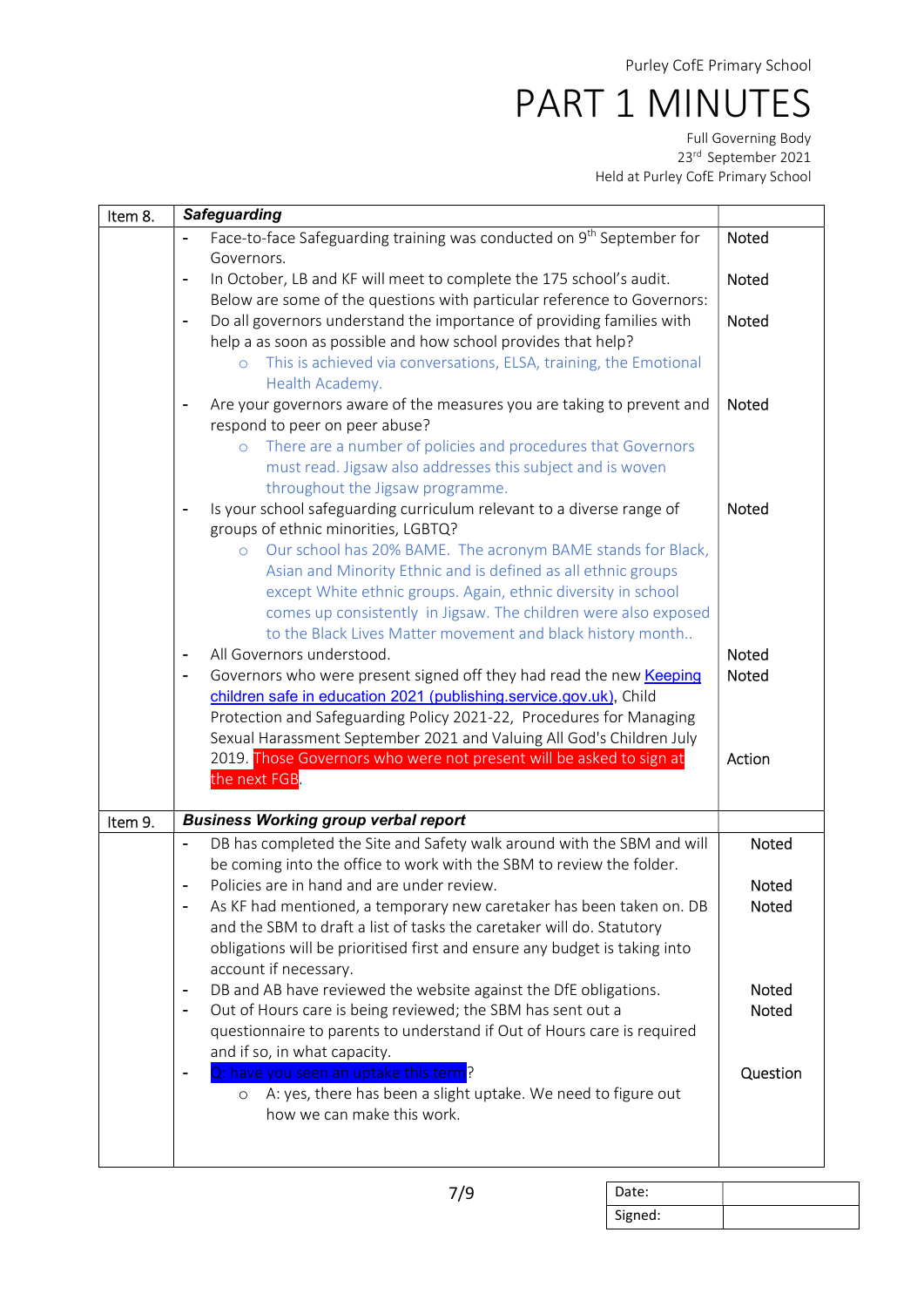Purley CofE Primary School

# PART 1 MINUTES

Full Governing Body
23rd September 2021
Held at Purley CofE Primary School

| Item 8. | ***Safeguarding*** | |
|---|---|---|
| | - Face-to-face Safeguarding training was conducted on 9th September for Governors. | Noted |
| | - In October, LB and KF will meet to complete the 175 school's audit. Below are some of the questions with particular reference to Governors: | Noted |
| | - Do all governors understand the importance of providing families with help a as soon as possible and how school provides that help?<br>  o This is achieved via conversations, ELSA, training, the Emotional Health Academy. | Noted |
| | - Are your governors aware of the measures you are taking to prevent and respond to peer on peer abuse?<br>  o There are a number of policies and procedures that Governors must read. Jigsaw also addresses this subject and is woven throughout the Jigsaw programme. | Noted |
| | - Is your school safeguarding curriculum relevant to a diverse range of groups of ethnic minorities, LGBTQ?<br>  o Our school has 20% BAME. The acronym BAME stands for Black, Asian and Minority Ethnic and is defined as all ethnic groups except White ethnic groups. Again, ethnic diversity in school comes up consistently in Jigsaw. The children were also exposed to the Black Lives Matter movement and black history month.. | Noted |
| | - All Governors understood. | Noted |
| | - Governors who were present signed off they had read the new Keeping children safe in education 2021 (publishing.service.gov.uk), Child Protection and Safeguarding Policy 2021-22, Procedures for Managing Sexual Harassment September 2021 and Valuing All God's Children July 2019. Those Governors who were not present will be asked to sign at the next FGB. | Noted<br><br>Action |
| **Item 9.** | ***Business Working group verbal report*** | |
| | - DB has completed the Site and Safety walk around with the SBM and will be coming into the office to work with the SBM to review the folder. | Noted |
| | - Policies are in hand and are under review. | Noted |
| | - As KF had mentioned, a temporary new caretaker has been taken on. DB and the SBM to draft a list of tasks the caretaker will do. Statutory obligations will be prioritised first and ensure any budget is taking into account if necessary. | Noted |
| | - DB and AB have reviewed the website against the DfE obligations. | Noted |
| | - Out of Hours care is being reviewed; the SBM has sent out a questionnaire to parents to understand if Out of Hours care is required and if so, in what capacity. | Noted |
| | - Q: have you seen an uptake this term?<br>  o A: yes, there has been a slight uptake. We need to figure out how we can make this work. | Question |

| Date: | |
|---|---|
| Signed: | |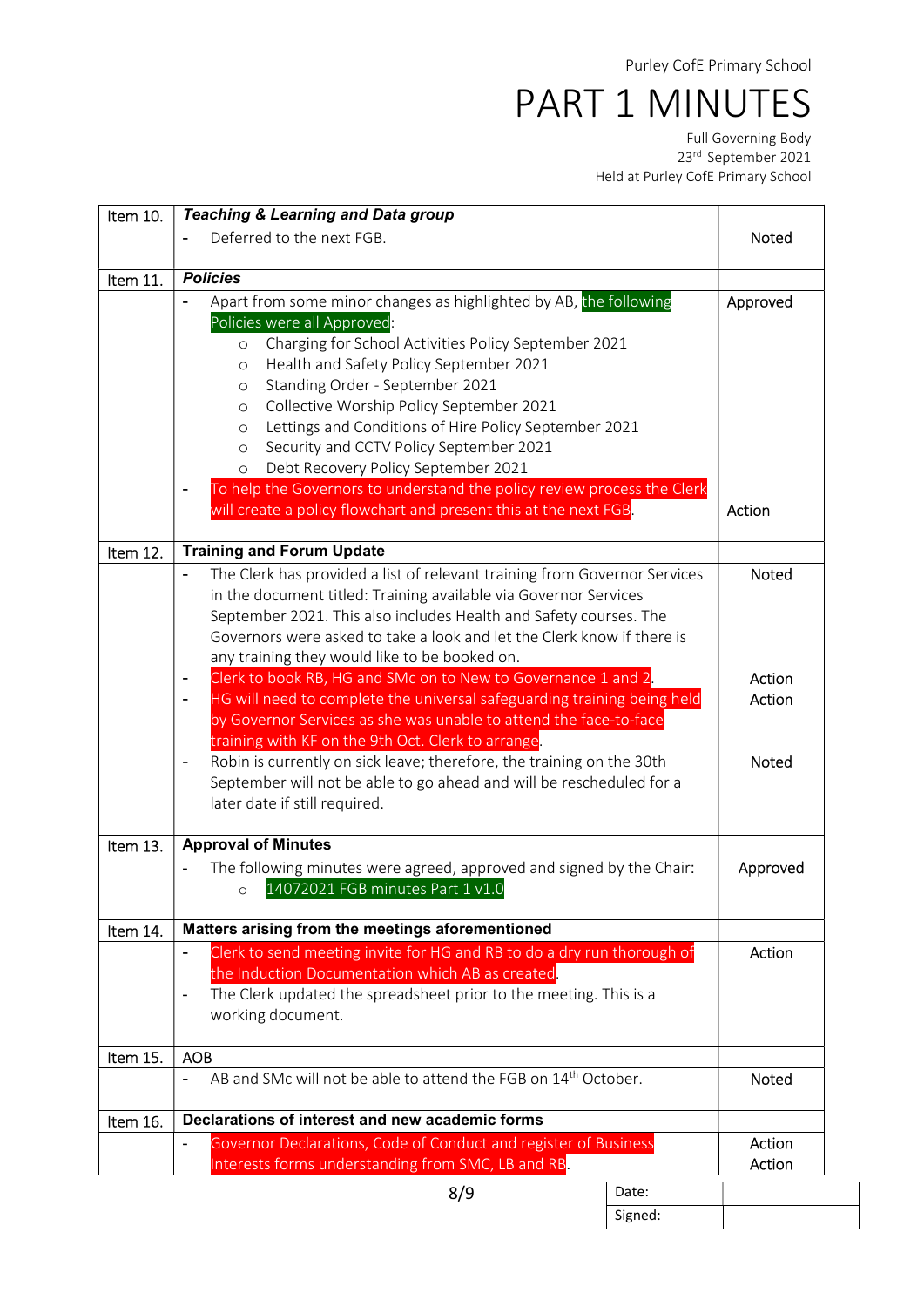Purley CofE Primary School

# PART 1 MINUTES

Full Governing Body
23rd September 2021
Held at Purley CofE Primary School

| Item | Content | Outcome |
|---|---|---|
| Item 10. | ***Teaching & Learning and Data group*** | |
| | - Deferred to the next FGB. | Noted |
| Item 11. | ***Policies*** | |
| | - Apart from some minor changes as highlighted by AB, the following Policies were all Approved:<br>&nbsp;&nbsp;○ Charging for School Activities Policy September 2021<br>&nbsp;&nbsp;○ Health and Safety Policy September 2021<br>&nbsp;&nbsp;○ Standing Order - September 2021<br>&nbsp;&nbsp;○ Collective Worship Policy September 2021<br>&nbsp;&nbsp;○ Lettings and Conditions of Hire Policy September 2021<br>&nbsp;&nbsp;○ Security and CCTV Policy September 2021<br>&nbsp;&nbsp;○ Debt Recovery Policy September 2021 | Approved |
| | - To help the Governors to understand the policy review process the Clerk will create a policy flowchart and present this at the next FGB. | Action |
| Item 12. | **Training and Forum Update** | |
| | - The Clerk has provided a list of relevant training from Governor Services in the document titled: Training available via Governor Services September 2021. This also includes Health and Safety courses. The Governors were asked to take a look and let the Clerk know if there is any training they would like to be booked on. | Noted |
| | - Clerk to book RB, HG and SMc on to New to Governance 1 and 2. | Action |
| | - HG will need to complete the universal safeguarding training being held by Governor Services as she was unable to attend the face-to-face training with KF on the 9th Oct. Clerk to arrange. | Action |
| | - Robin is currently on sick leave; therefore, the training on the 30th September will not be able to go ahead and will be rescheduled for a later date if still required. | Noted |
| Item 13. | **Approval of Minutes** | |
| | - The following minutes were agreed, approved and signed by the Chair:<br>&nbsp;&nbsp;○ 14072021 FGB minutes Part 1 v1.0 | Approved |
| Item 14. | **Matters arising from the meetings aforementioned** | |
| | - Clerk to send meeting invite for HG and RB to do a dry run thorough of the Induction Documentation which AB as created. | Action |
| | - The Clerk updated the spreadsheet prior to the meeting. This is a working document. | |
| Item 15. | AOB | |
| | - AB and SMc will not be able to attend the FGB on 14th October. | Noted |
| Item 16. | **Declarations of interest and new academic forms** | |
| | - Governor Declarations, Code of Conduct and register of Business Interests forms understanding from SMC, LB and RB. | Action<br>Action |

| Date: | |
|---|---|
| Signed: | |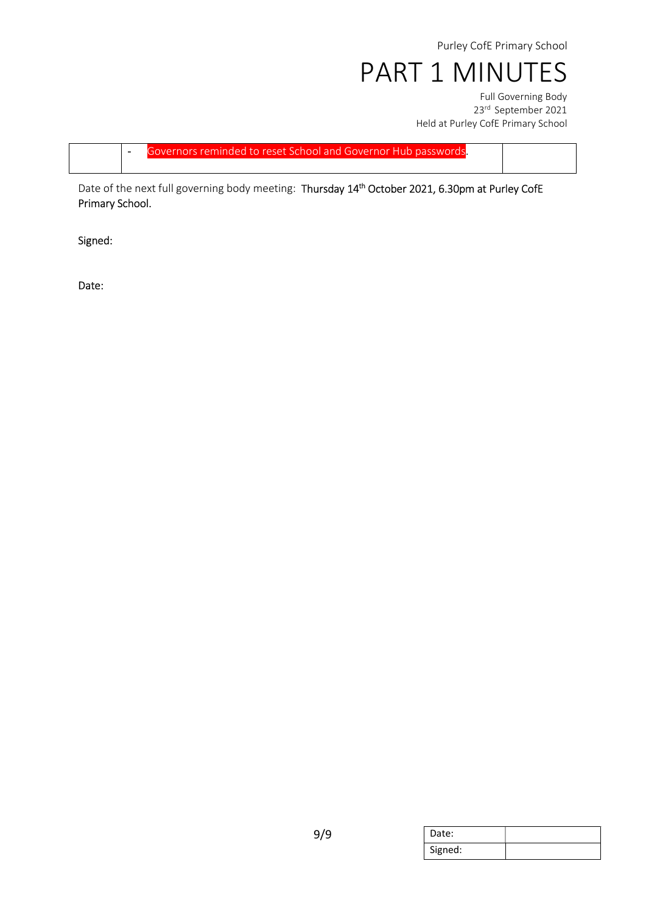|  | - Governors reminded to reset School and Governor Hub passwords. |  |
|---|---|---|

Date of the next full governing body meeting: **Thursday 14th October 2021, 6.30pm at Purley CofE Primary School.**

Signed:

Date: